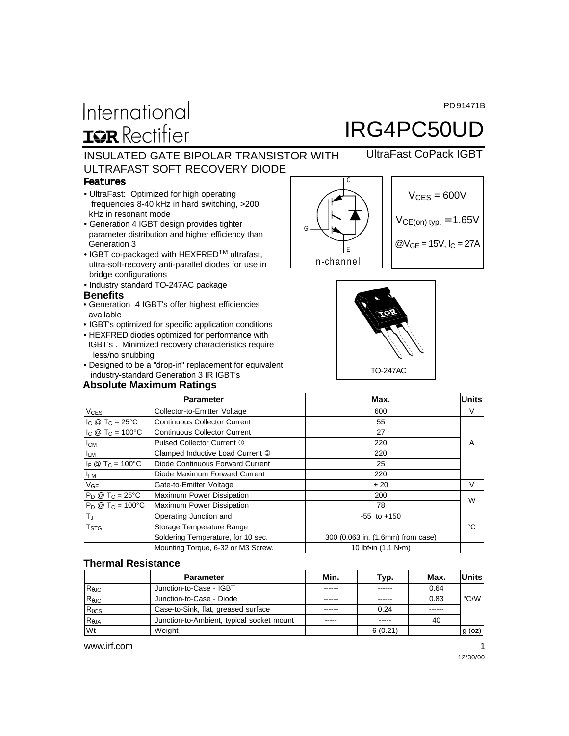International
IOR Rectifier

PD 91471B

# IRG4PC50UD

UltraFast CoPack IGBT

## INSULATED GATE BIPOLAR TRANSISTOR WITH ULTRAFAST SOFT RECOVERY DIODE

### Features

- UltraFast: Optimized for high operating frequencies 8-40 kHz in hard switching, >200 kHz in resonant mode
- Generation 4 IGBT design provides tighter parameter distribution and higher efficiency than Generation 3
- IGBT co-packaged with HEXFRED[TM] ultrafast, ultra-soft-recovery anti-parallel diodes for use in bridge configurations
- Industry standard TO-247AC package

C
G
E
n-channel

$V_{CES}$ = 600V

$V_{CE(on)\ typ.}$ = 1.65V

@$V_{GE}$ = 15V, $I_C$ = 27A

### Benefits

- Generation 4 IGBT's offer highest efficiencies available
- IGBT's optimized for specific application conditions
- HEXFRED diodes optimized for performance with IGBT's . Minimized recovery characteristics require less/no snubbing
- Designed to be a "drop-in" replacement for equivalent industry-standard Generation 3 IR IGBT's

TO-247AC

### Absolute Maximum Ratings

| | Parameter | Max. | Units |
|---|---|---|---|
| $V_{CES}$ | Collector-to-Emitter Voltage | 600 | V |
| $I_C$ @ $T_C$ = 25°C | Continuous Collector Current | 55 | A |
| $I_C$ @ $T_C$ = 100°C | Continuous Collector Current | 27 | |
| $I_{CM}$ | Pulsed Collector Current ① | 220 | |
| $I_{LM}$ | Clamped Inductive Load Current ② | 220 | |
| $I_F$ @ $T_C$ = 100°C | Diode Continuous Forward Current | 25 | |
| $I_{FM}$ | Diode Maximum Forward Current | 220 | |
| $V_{GE}$ | Gate-to-Emitter Voltage | ± 20 | V |
| $P_D$ @ $T_C$ = 25°C | Maximum Power Dissipation | 200 | W |
| $P_D$ @ $T_C$ = 100°C | Maximum Power Dissipation | 78 | |
| $T_J$<br>$T_{STG}$ | Operating Junction and<br>Storage Temperature Range | -55 to +150 | °C |
| | Soldering Temperature, for 10 sec. | 300 (0.063 in. (1.6mm) from case) | |
| | Mounting Torque, 6-32 or M3 Screw. | 10 lbf•in (1.1 N•m) | |

### Thermal Resistance

| | Parameter | Min. | Typ. | Max. | Units |
|---|---|---|---|---|---|
| $R_{θJC}$ | Junction-to-Case - IGBT | ------ | ------ | 0.64 | °C/W |
| $R_{θJC}$ | Junction-to-Case - Diode | ------ | ------ | 0.83 | |
| $R_{θCS}$ | Case-to-Sink, flat, greased surface | ------ | 0.24 | ------ | |
| $R_{θJA}$ | Junction-to-Ambient, typical socket mount | ----- | ----- | 40 | |
| Wt | Weight | ------ | 6 (0.21) | ------ | g (oz) |

www.irf.com

12/30/00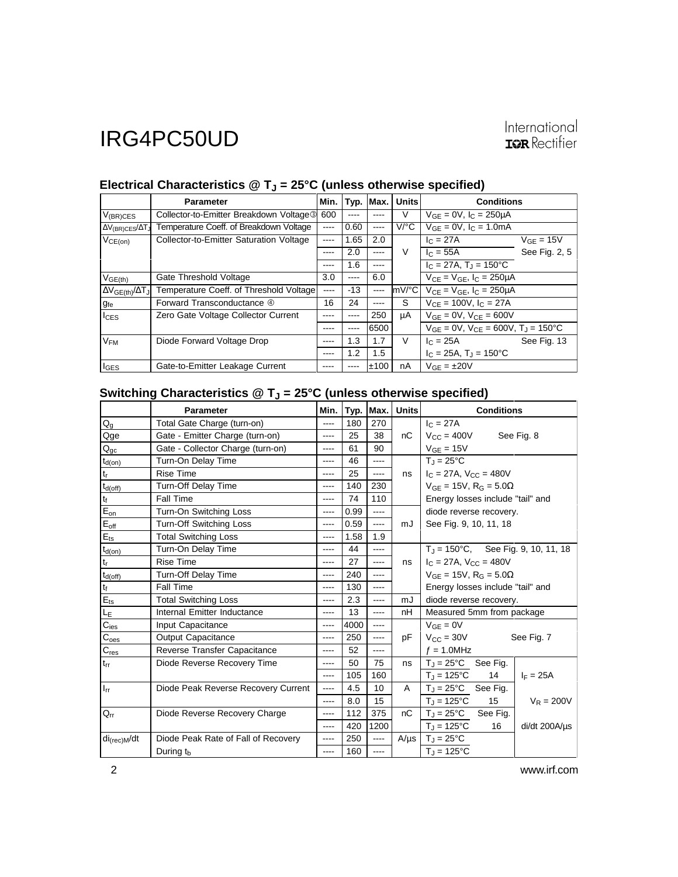## Electrical Characteristics @ $T_J$ = 25°C (unless otherwise specified)

| | Parameter | Min. | Typ. | Max. | Units | Conditions | |
|---|---|---|---|---|---|---|---|
| $V_{(BR)CES}$ | Collector-to-Emitter Breakdown Voltage ③ | 600 | ---- | ---- | V | $V_{GE}$ = 0V, $I_C$ = 250µA | |
| $\Delta V_{(BR)CES}/\Delta T_J$ | Temperature Coeff. of Breakdown Voltage | ---- | 0.60 | ---- | V/°C | $V_{GE}$ = 0V, $I_C$ = 1.0mA | |
| $V_{CE(on)}$ | Collector-to-Emitter Saturation Voltage | ---- | 1.65 | 2.0 | V | $I_C$ = 27A | $V_{GE}$ = 15V |
| | | ---- | 2.0 | ---- | | $I_C$ = 55A | See Fig. 2, 5 |
| | | ---- | 1.6 | ---- | | $I_C$ = 27A, $T_J$ = 150°C | |
| $V_{GE(th)}$ | Gate Threshold Voltage | 3.0 | ---- | 6.0 | | $V_{CE}$ = $V_{GE}$, $I_C$ = 250µA | |
| $\Delta V_{GE(th)}/\Delta T_J$ | Temperature Coeff. of Threshold Voltage | ---- | -13 | ---- | mV/°C | $V_{CE}$ = $V_{GE}$, $I_C$ = 250µA | |
| $g_{fe}$ | Forward Transconductance ④ | 16 | 24 | ---- | S | $V_{CE}$ = 100V, $I_C$ = 27A | |
| $I_{CES}$ | Zero Gate Voltage Collector Current | ---- | ---- | 250 | µA | $V_{GE}$ = 0V, $V_{CE}$ = 600V | |
| | | ---- | ---- | 6500 | | $V_{GE}$ = 0V, $V_{CE}$ = 600V, $T_J$ = 150°C | |
| $V_{FM}$ | Diode Forward Voltage Drop | ---- | 1.3 | 1.7 | V | $I_C$ = 25A | See Fig. 13 |
| | | ---- | 1.2 | 1.5 | | $I_C$ = 25A, $T_J$ = 150°C | |
| $I_{GES}$ | Gate-to-Emitter Leakage Current | ---- | ---- | ±100 | nA | $V_{GE}$ = ±20V | |

## Switching Characteristics @ $T_J$ = 25°C (unless otherwise specified)

| | Parameter | Min. | Typ. | Max. | Units | Conditions | |
|---|---|---|---|---|---|---|---|
| $Q_g$ | Total Gate Charge (turn-on) | ---- | 180 | 270 | nC | $I_C$ = 27A | |
| $Q_{ge}$ | Gate - Emitter Charge (turn-on) | ---- | 25 | 38 | | $V_{CC}$ = 400V | See Fig. 8 |
| $Q_{gc}$ | Gate - Collector Charge (turn-on) | ---- | 61 | 90 | | $V_{GE}$ = 15V | |
| $t_{d(on)}$ | Turn-On Delay Time | ---- | 46 | ---- | ns | $T_J$ = 25°C | |
| $t_r$ | Rise Time | ---- | 25 | ---- | | $I_C$ = 27A, $V_{CC}$ = 480V | |
| $t_{d(off)}$ | Turn-Off Delay Time | ---- | 140 | 230 | | $V_{GE}$ = 15V, $R_G$ = 5.0Ω | |
| $t_f$ | Fall Time | ---- | 74 | 110 | | Energy losses include "tail" and | |
| $E_{on}$ | Turn-On Switching Loss | ---- | 0.99 | ---- | mJ | diode reverse recovery. | |
| $E_{off}$ | Turn-Off Switching Loss | ---- | 0.59 | ---- | | See Fig. 9, 10, 11, 18 | |
| $E_{ts}$ | Total Switching Loss | ---- | 1.58 | 1.9 | | | |
| $t_{d(on)}$ | Turn-On Delay Time | ---- | 44 | ---- | ns | $T_J$ = 150°C, | See Fig. 9, 10, 11, 18 |
| $t_r$ | Rise Time | ---- | 27 | ---- | | $I_C$ = 27A, $V_{CC}$ = 480V | |
| $t_{d(off)}$ | Turn-Off Delay Time | ---- | 240 | ---- | | $V_{GE}$ = 15V, $R_G$ = 5.0Ω | |
| $t_f$ | Fall Time | ---- | 130 | ---- | | Energy losses include "tail" and | |
| $E_{ts}$ | Total Switching Loss | ---- | 2.3 | ---- | mJ | diode reverse recovery. | |
| $L_E$ | Internal Emitter Inductance | ---- | 13 | ---- | nH | Measured 5mm from package | |
| $C_{ies}$ | Input Capacitance | ---- | 4000 | ---- | pF | $V_{GE}$ = 0V | |
| $C_{oes}$ | Output Capacitance | ---- | 250 | ---- | | $V_{CC}$ = 30V | See Fig. 7 |
| $C_{res}$ | Reverse Transfer Capacitance | ---- | 52 | ---- | | $f$ = 1.0MHz | |
| $t_{rr}$ | Diode Reverse Recovery Time | ---- | 50 | 75 | ns | $T_J$ = 25°C See Fig. | |
| | | ---- | 105 | 160 | | $T_J$ = 125°C 14 | $I_F$ = 25A |
| $I_{rr}$ | Diode Peak Reverse Recovery Current | ---- | 4.5 | 10 | A | $T_J$ = 25°C See Fig. | |
| | | ---- | 8.0 | 15 | | $T_J$ = 125°C 15 | $V_R$ = 200V |
| $Q_{rr}$ | Diode Reverse Recovery Charge | ---- | 112 | 375 | nC | $T_J$ = 25°C See Fig. | |
| | | ---- | 420 | 1200 | | $T_J$ = 125°C 16 | di/dt 200A/µs |
| $di_{(rec)M}/dt$ | Diode Peak Rate of Fall of Recovery | ---- | 250 | ---- | A/µs | $T_J$ = 25°C | |
| | During $t_b$ | ---- | 160 | ---- | | $T_J$ = 125°C | |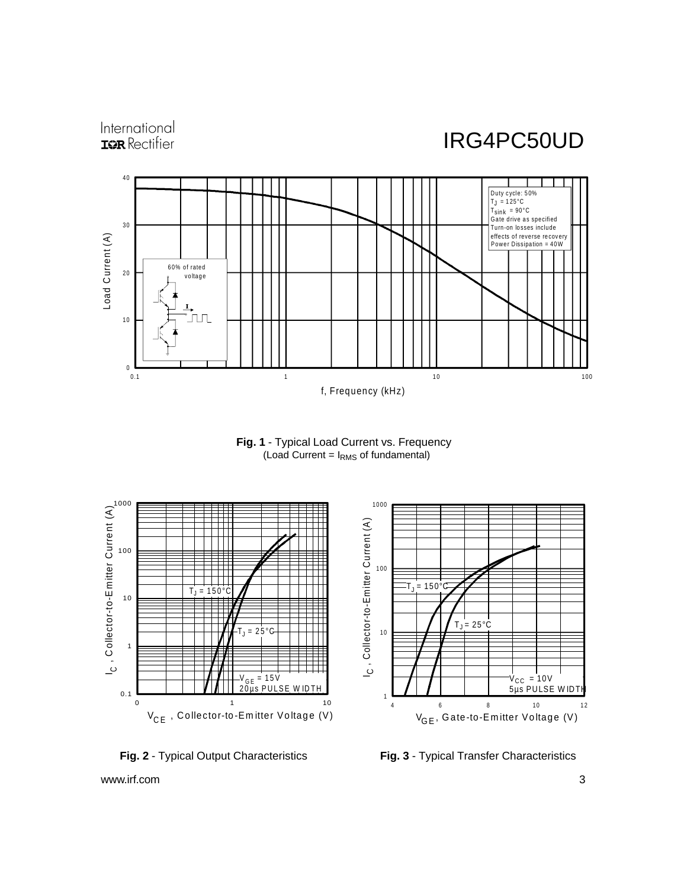**Fig. 1** - Typical Load Current vs. Frequency
(Load Current = $I_{RMS}$ of fundamental)

**Fig. 2** - Typical Output Characteristics

**Fig. 3** - Typical Transfer Characteristics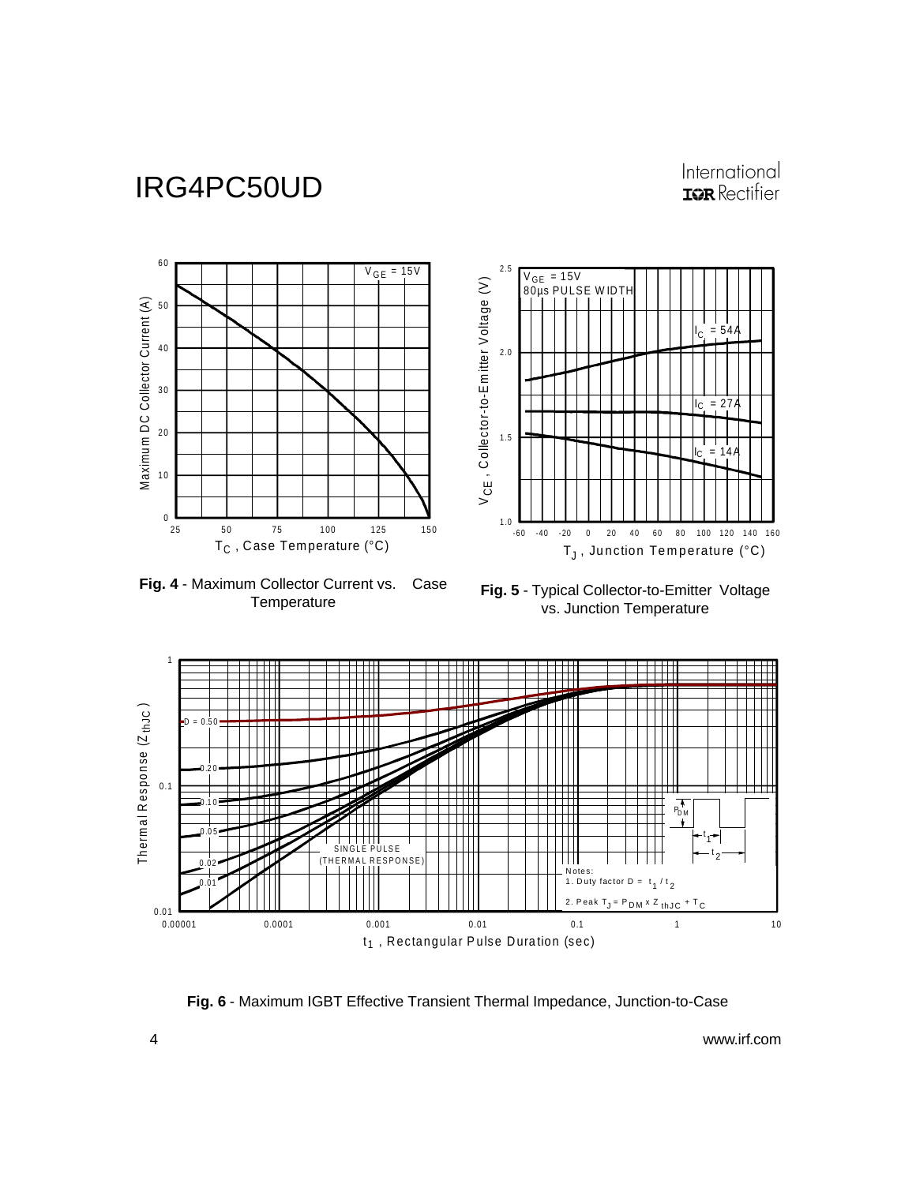**Fig. 4** - Maximum Collector Current vs. Case Temperature

**Fig. 5** - Typical Collector-to-Emitter Voltage vs. Junction Temperature

**Fig. 6** - Maximum IGBT Effective Transient Thermal Impedance, Junction-to-Case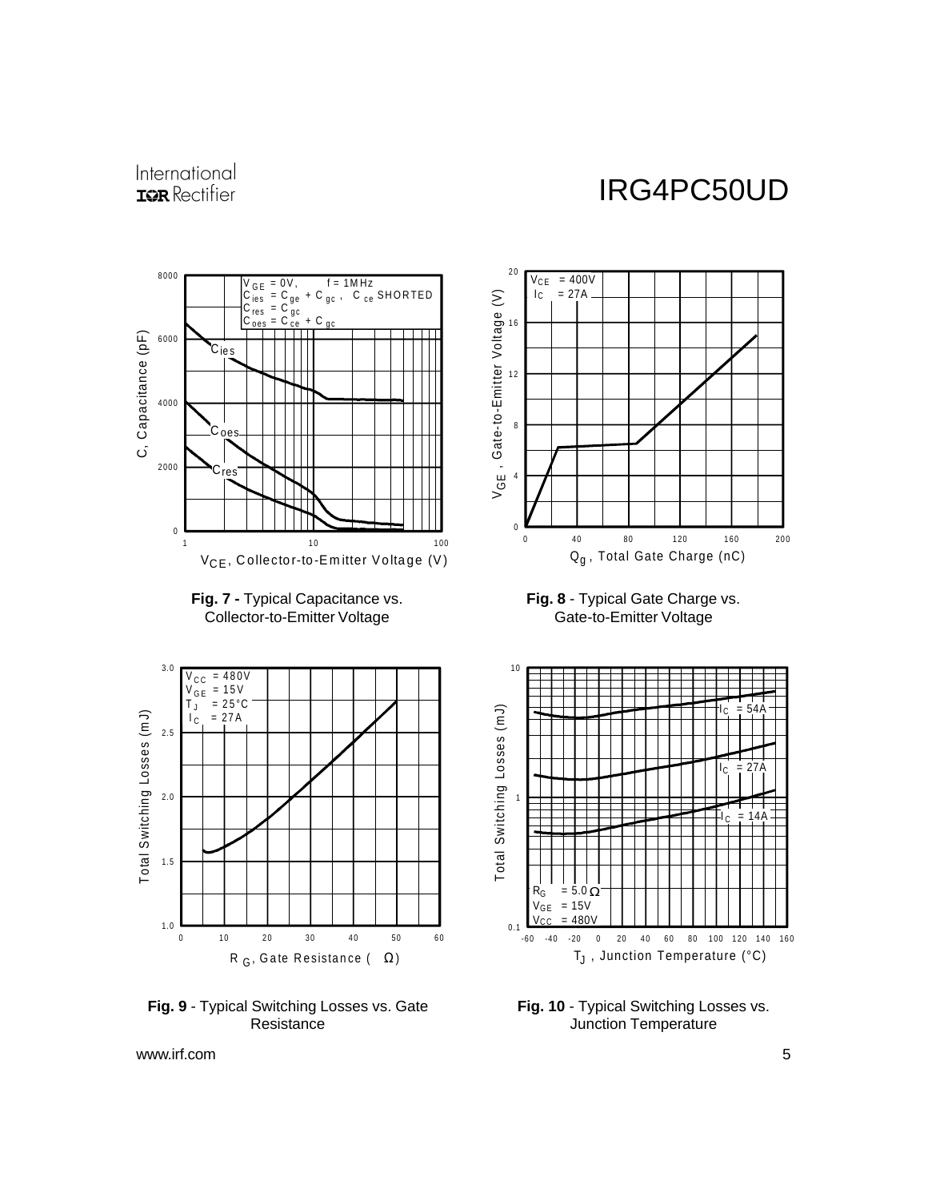**Fig. 7 -** Typical Capacitance vs. Collector-to-Emitter Voltage

**Fig. 8** - Typical Gate Charge vs. Gate-to-Emitter Voltage

**Fig. 9** - Typical Switching Losses vs. Gate Resistance

**Fig. 10** - Typical Switching Losses vs. Junction Temperature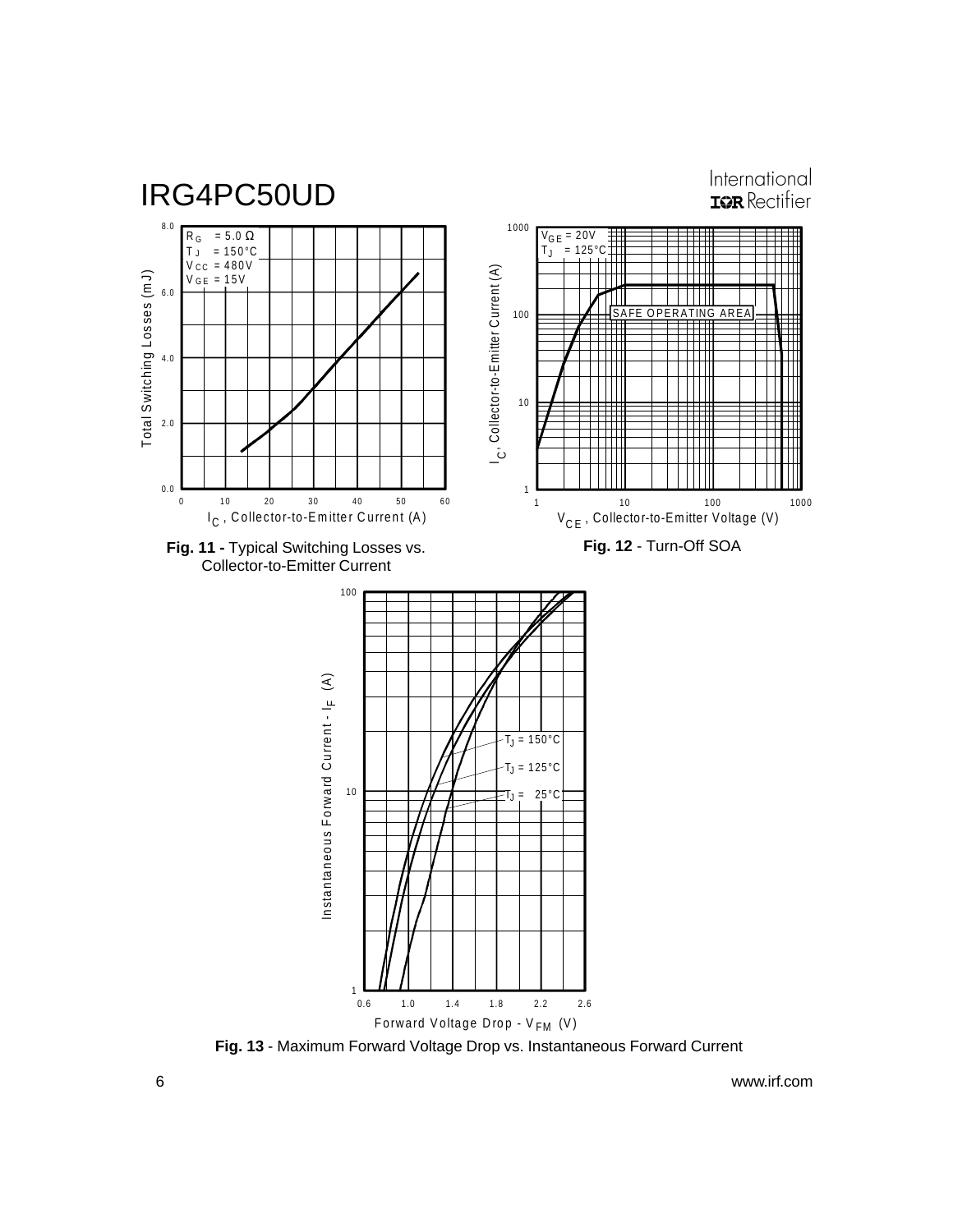**Fig. 11 -** Typical Switching Losses vs. Collector-to-Emitter Current

**Fig. 12** - Turn-Off SOA

**Fig. 13** - Maximum Forward Voltage Drop vs. Instantaneous Forward Current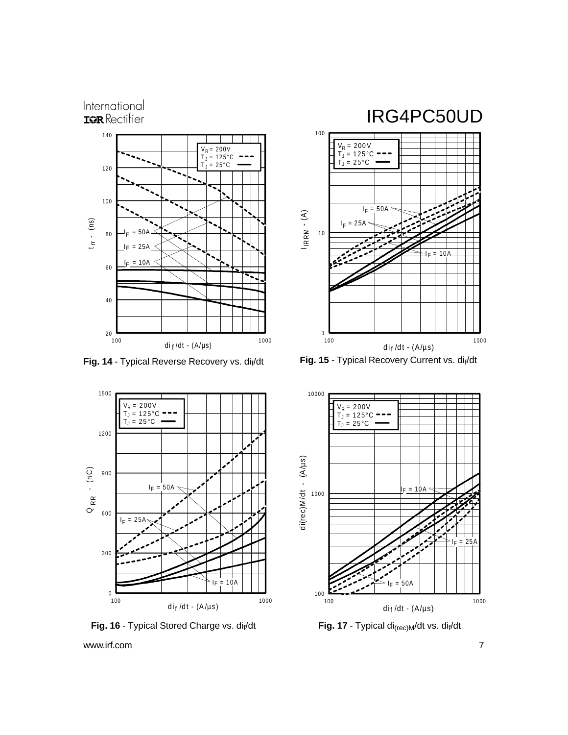Fig. 14 - Typical Reverse Recovery vs. $di_f/dt$

Fig. 15 - Typical Recovery Current vs. $di_f/dt$

Fig. 16 - Typical Stored Charge vs. $di_f/dt$

Fig. 17 - Typical $di_{(rec)M}/dt$ vs. $di_f/dt$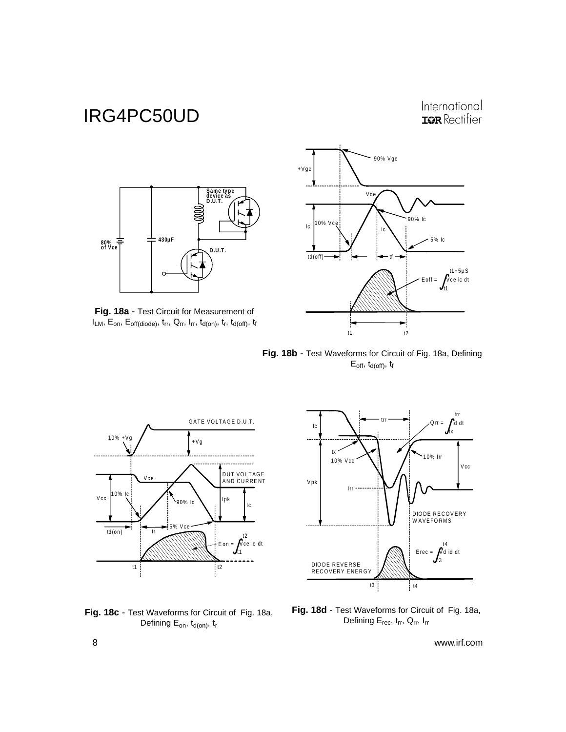**Fig. 18a** - Test Circuit for Measurement of $I_{LM}$, $E_{on}$, $E_{off(diode)}$, $t_{rr}$, $Q_{rr}$, $I_{rr}$, $t_{d(on)}$, $t_r$, $t_{d(off)}$, $t_f$

**Fig. 18b** - Test Waveforms for Circuit of Fig. 18a, Defining $E_{off}$, $t_{d(off)}$, $t_f$

**Fig. 18c** - Test Waveforms for Circuit of Fig. 18a, Defining $E_{on}$, $t_{d(on)}$, $t_r$

**Fig. 18d** - Test Waveforms for Circuit of Fig. 18a, Defining $E_{rec}$, $t_{rr}$, $Q_{rr}$, $I_{rr}$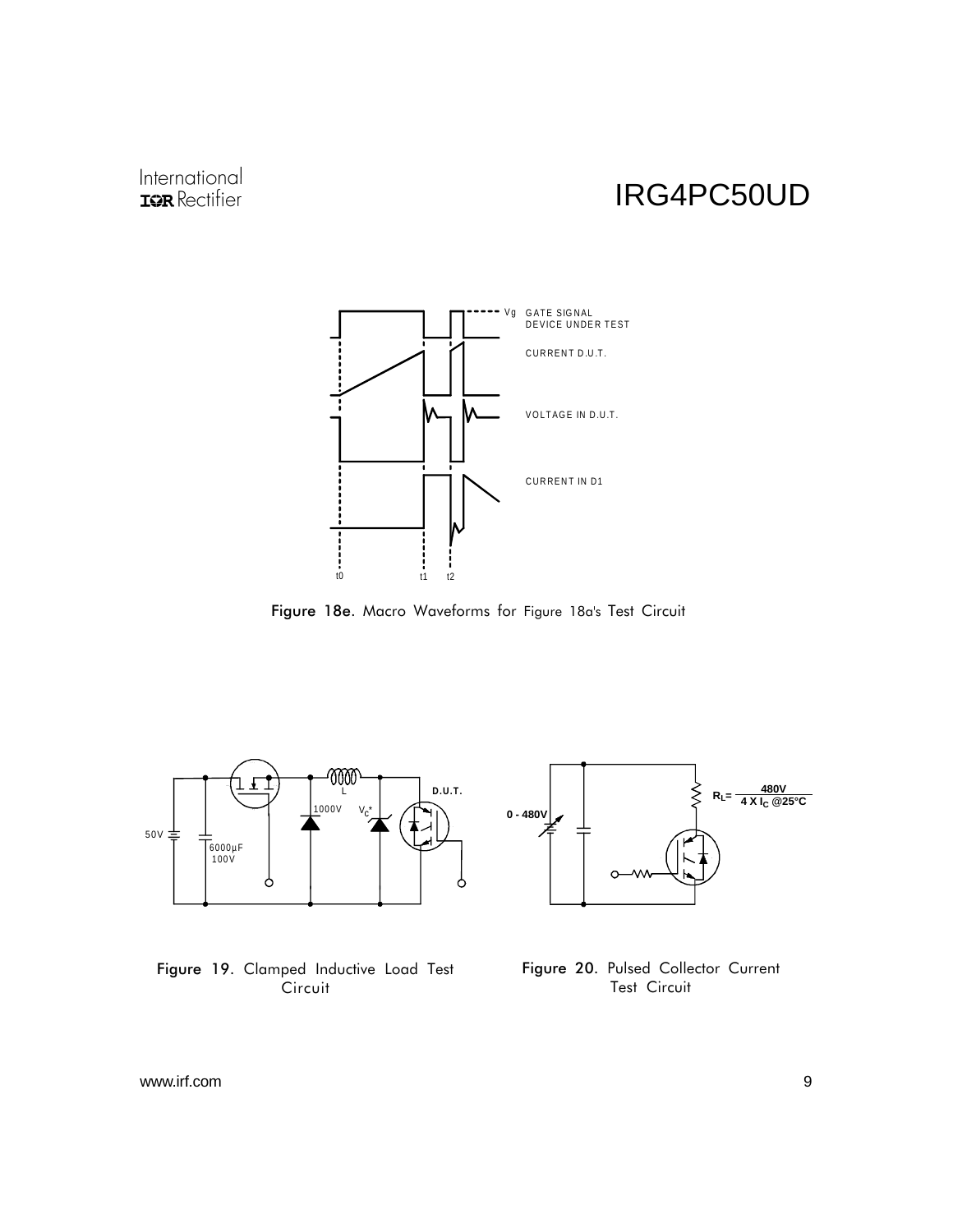Figure 18e. Macro Waveforms for Figure 18a's Test Circuit

Figure 19. Clamped Inductive Load Test Circuit

Figure 20. Pulsed Collector Current Test Circuit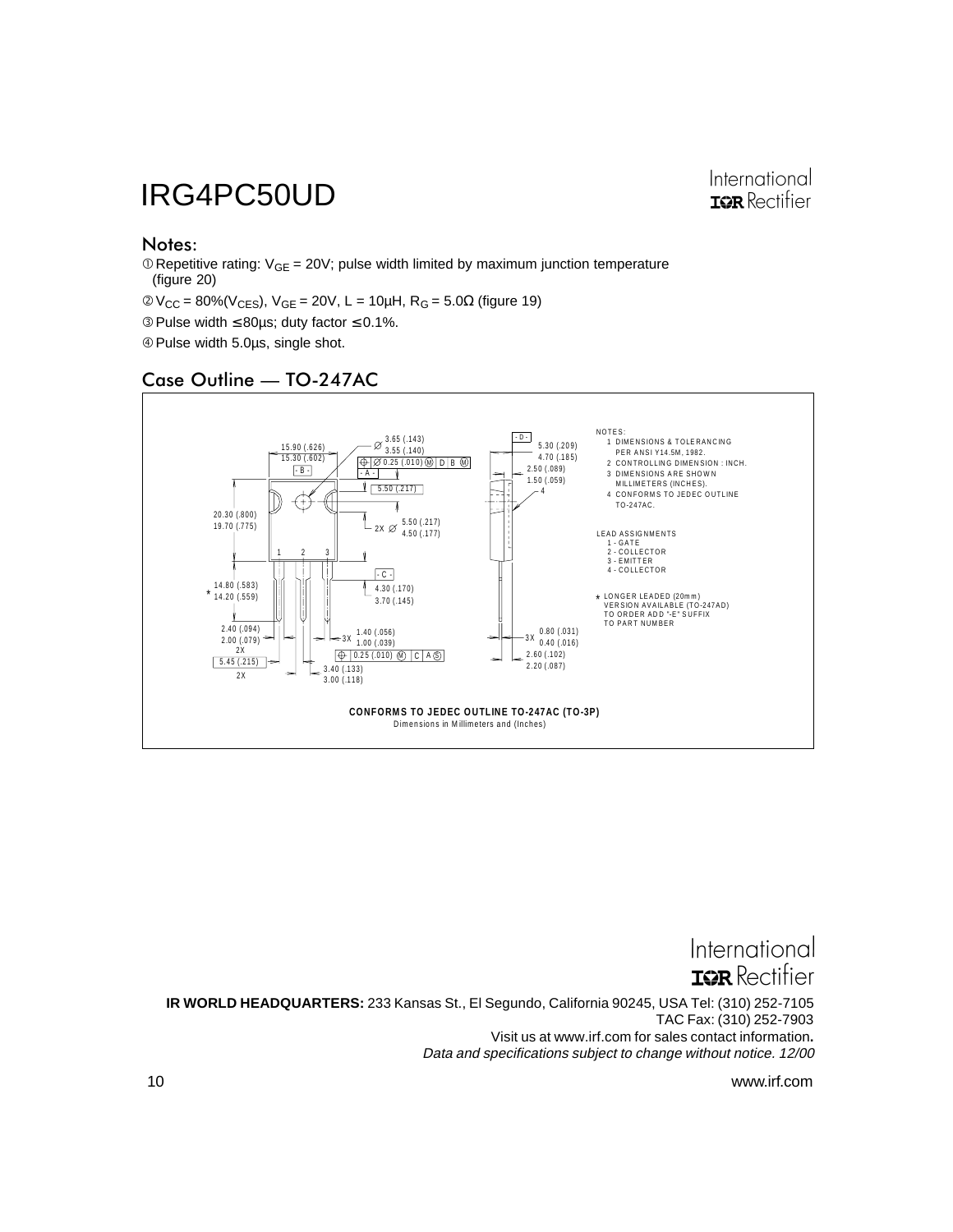# IRG4PC50UD

## Notes:

① Repetitive rating: $V_{GE}$ = 20V; pulse width limited by maximum junction temperature (figure 20)

② $V_{CC}$ = 80%($V_{CES}$), $V_{GE}$ = 20V, L = 10µH, $R_G$ = 5.0Ω (figure 19)

③ Pulse width ≤ 80µs; duty factor ≤ 0.1%.

④ Pulse width 5.0µs, single shot.

## Case Outline — TO-247AC

15.90 (.626)
15.30 (.602)
- B -
Ø 3.65 (.143)
3.55 (.140)
⊕ Ø 0.25 (.010) Ⓜ D B Ⓜ
- A -
5.50 (.217)
20.30 (.800)
19.70 (.775)
2X Ø 5.50 (.217)
4.50 (.177)
1 2 3
- C -
14.80 (.583)
14.20 (.559)
4.30 (.170)
3.70 (.145)
2.40 (.094)
2.00 (.079)
2X
3X 1.40 (.056)
1.00 (.039)
⊕ 0.25 (.010) Ⓜ C A Ⓢ
5.45 (.215)
2X
3.40 (.133)
3.00 (.118)
- D -
5.30 (.209)
4.70 (.185)
2.50 (.089)
1.50 (.059)
4
3X 0.80 (.031)
0.40 (.016)
2.60 (.102)
2.20 (.087)

NOTES:
1 DIMENSIONS & TOLERANCING PER ANSI Y14.5M, 1982.
2 CONTROLLING DIMENSION : INCH.
3 DIMENSIONS ARE SHOWN MILLIMETERS (INCHES).
4 CONFORMS TO JEDEC OUTLINE TO-247AC.

LEAD ASSIGNMENTS
1 - GATE
2 - COLLECTOR
3 - EMITTER
4 - COLLECTOR

* LONGER LEADED (20mm) VERSION AVAILABLE (TO-247AD) TO ORDER ADD "-E" SUFFIX TO PART NUMBER

**CONFORMS TO JEDEC OUTLINE TO-247AC (TO-3P)**
Dimensions in Millimeters and (Inches)

International IOR Rectifier

**IR WORLD HEADQUARTERS:** 233 Kansas St., El Segundo, California 90245, USA Tel: (310) 252-7105
TAC Fax: (310) 252-7903
Visit us at www.irf.com for sales contact information.
*Data and specifications subject to change without notice. 12/00*